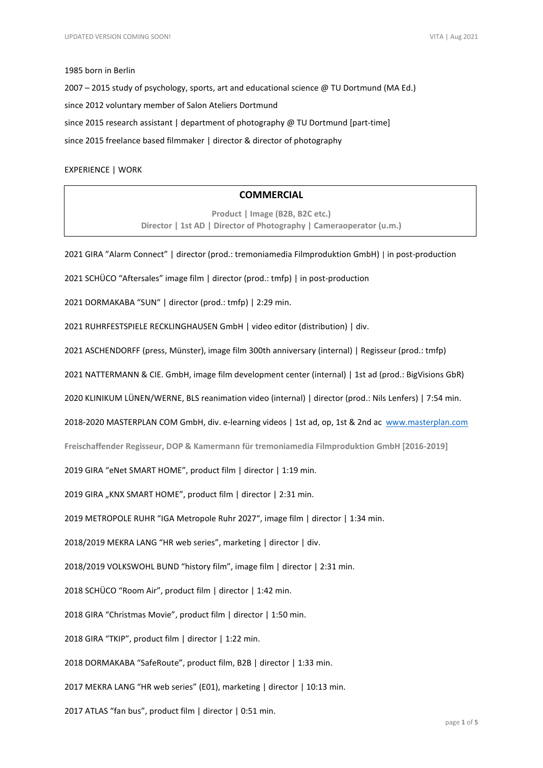1985 born in Berlin

2007 – 2015 study of psychology, sports, art and educational science @ TU Dortmund (MA Ed.)

since 2012 voluntary member of Salon Ateliers Dortmund

since 2015 research assistant | department of photography @ TU Dortmund [part-time]

since 2015 freelance based filmmaker | director & director of photography

EXPERIENCE | WORK

## COMMERCIAL

**Product | Image (B2B, B2C etc.)**
**Director | 1st AD | Director of Photography | Cameraoperator (u.m.)**

2021 GIRA "Alarm Connect" | director (prod.: tremoniamedia Filmproduktion GmbH) | in post-production

2021 SCHÜCO "Aftersales" image film | director (prod.: tmfp) | in post-production

2021 DORMAKABA "SUN" | director (prod.: tmfp) | 2:29 min.

2021 RUHRFESTSPIELE RECKLINGHAUSEN GmbH | video editor (distribution) | div.

2021 ASCHENDORFF (press, Münster), image film 300th anniversary (internal) | Regisseur (prod.: tmfp)

2021 NATTERMANN & CIE. GmbH, image film development center (internal) | 1st ad (prod.: BigVisions GbR)

2020 KLINIKUM LÜNEN/WERNE, BLS reanimation video (internal) | director (prod.: Nils Lenfers) | 7:54 min.

2018-2020 MASTERPLAN COM GmbH, div. e-learning videos | 1st ad, op, 1st & 2nd ac [www.masterplan.com](www.masterplan.com)

**Freischaffender Regisseur, DOP & Kamermann für tremoniamedia Filmproduktion GmbH [2016-2019]**

2019 GIRA "eNet SMART HOME", product film | director | 1:19 min.

2019 GIRA „KNX SMART HOME", product film | director | 2:31 min.

2019 METROPOLE RUHR "IGA Metropole Ruhr 2027", image film | director | 1:34 min.

2018/2019 MEKRA LANG "HR web series", marketing | director | div.

2018/2019 VOLKSWOHL BUND "history film", image film | director | 2:31 min.

2018 SCHÜCO "Room Air", product film | director | 1:42 min.

2018 GIRA "Christmas Movie", product film | director | 1:50 min.

2018 GIRA "TKIP", product film | director | 1:22 min.

2018 DORMAKABA "SafeRoute", product film, B2B | director | 1:33 min.

2017 MEKRA LANG "HR web series" (E01), marketing | director | 10:13 min.

2017 ATLAS "fan bus", product film | director | 0:51 min.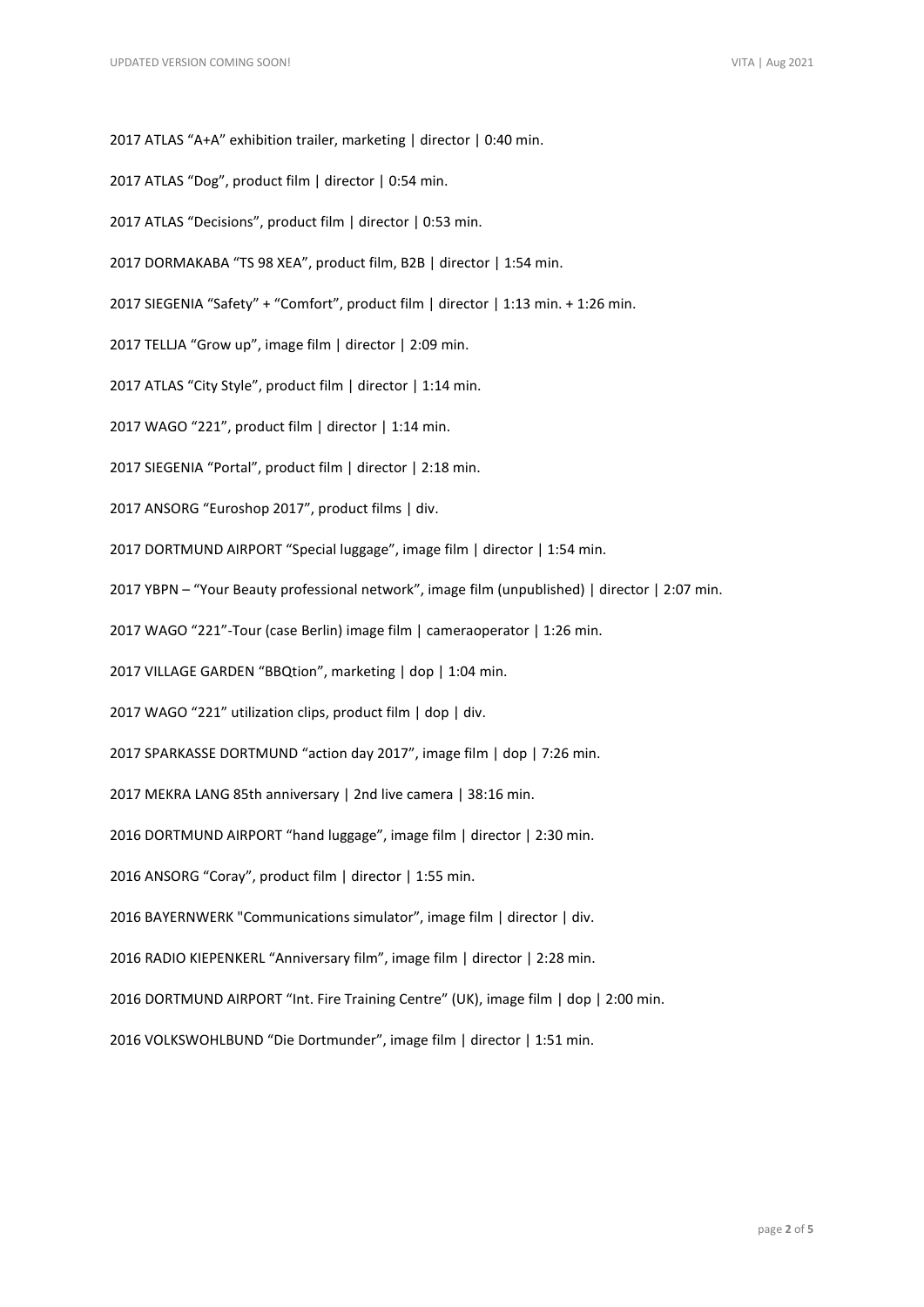2017 ATLAS “A+A” exhibition trailer, marketing | director | 0:40 min.

2017 ATLAS “Dog”, product film | director | 0:54 min.

2017 ATLAS “Decisions”, product film | director | 0:53 min.

2017 DORMAKABA “TS 98 XEA”, product film, B2B | director | 1:54 min.

2017 SIEGENIA “Safety” + “Comfort”, product film | director | 1:13 min. + 1:26 min.

2017 TELLJA “Grow up”, image film | director | 2:09 min.

2017 ATLAS “City Style”, product film | director | 1:14 min.

2017 WAGO “221”, product film | director | 1:14 min.

2017 SIEGENIA “Portal”, product film | director | 2:18 min.

2017 ANSORG “Euroshop 2017”, product films | div.

2017 DORTMUND AIRPORT “Special luggage”, image film | director | 1:54 min.

2017 YBPN – “Your Beauty professional network”, image film (unpublished) | director | 2:07 min.

2017 WAGO “221”-Tour (case Berlin) image film | cameraoperator | 1:26 min.

2017 VILLAGE GARDEN “BBQtion”, marketing | dop | 1:04 min.

2017 WAGO “221” utilization clips, product film | dop | div.

2017 SPARKASSE DORTMUND “action day 2017”, image film | dop | 7:26 min.

2017 MEKRA LANG 85th anniversary | 2nd live camera | 38:16 min.

2016 DORTMUND AIRPORT “hand luggage”, image film | director | 2:30 min.

2016 ANSORG “Coray”, product film | director | 1:55 min.

2016 BAYERNWERK "Communications simulator”, image film | director | div.

2016 RADIO KIEPENKERL “Anniversary film”, image film | director | 2:28 min.

2016 DORTMUND AIRPORT “Int. Fire Training Centre” (UK), image film | dop | 2:00 min.

2016 VOLKSWOHLBUND “Die Dortmunder”, image film | director | 1:51 min.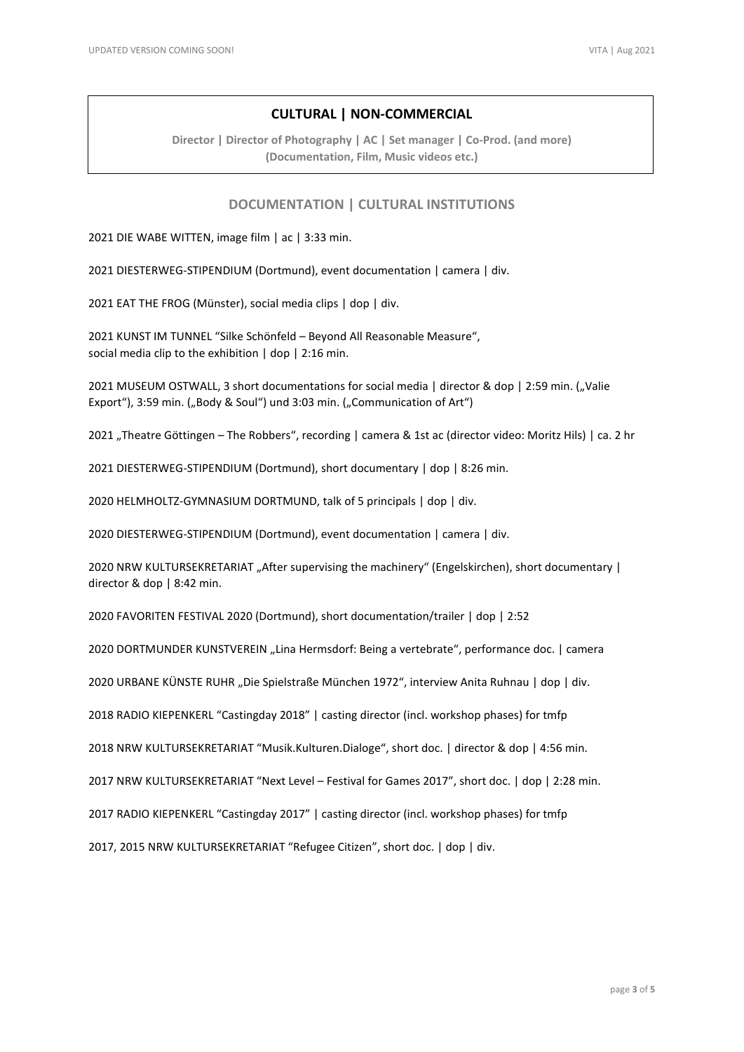## CULTURAL | NON-COMMERCIAL

**Director | Director of Photography | AC | Set manager | Co-Prod. (and more)**
**(Documentation, Film, Music videos etc.)**

### DOCUMENTATION | CULTURAL INSTITUTIONS

2021 DIE WABE WITTEN, image film | ac | 3:33 min.

2021 DIESTERWEG-STIPENDIUM (Dortmund), event documentation | camera | div.

2021 EAT THE FROG (Münster), social media clips | dop | div.

2021 KUNST IM TUNNEL "Silke Schönfeld – Beyond All Reasonable Measure",
social media clip to the exhibition | dop | 2:16 min.

2021 MUSEUM OSTWALL, 3 short documentations for social media | director & dop | 2:59 min. („Valie Export"), 3:59 min. („Body & Soul") und 3:03 min. („Communication of Art")

2021 „Theatre Göttingen – The Robbers", recording | camera & 1st ac (director video: Moritz Hils) | ca. 2 hr

2021 DIESTERWEG-STIPENDIUM (Dortmund), short documentary | dop | 8:26 min.

2020 HELMHOLTZ-GYMNASIUM DORTMUND, talk of 5 principals | dop | div.

2020 DIESTERWEG-STIPENDIUM (Dortmund), event documentation | camera | div.

2020 NRW KULTURSEKRETARIAT „After supervising the machinery" (Engelskirchen), short documentary | director & dop | 8:42 min.

2020 FAVORITEN FESTIVAL 2020 (Dortmund), short documentation/trailer | dop | 2:52

2020 DORTMUNDER KUNSTVEREIN „Lina Hermsdorf: Being a vertebrate", performance doc. | camera

2020 URBANE KÜNSTE RUHR „Die Spielstraße München 1972", interview Anita Ruhnau | dop | div.

2018 RADIO KIEPENKERL "Castingday 2018" | casting director (incl. workshop phases) for tmfp

2018 NRW KULTURSEKRETARIAT "Musik.Kulturen.Dialoge", short doc. | director & dop | 4:56 min.

2017 NRW KULTURSEKRETARIAT "Next Level – Festival for Games 2017", short doc. | dop | 2:28 min.

2017 RADIO KIEPENKERL "Castingday 2017" | casting director (incl. workshop phases) for tmfp

2017, 2015 NRW KULTURSEKRETARIAT "Refugee Citizen", short doc. | dop | div.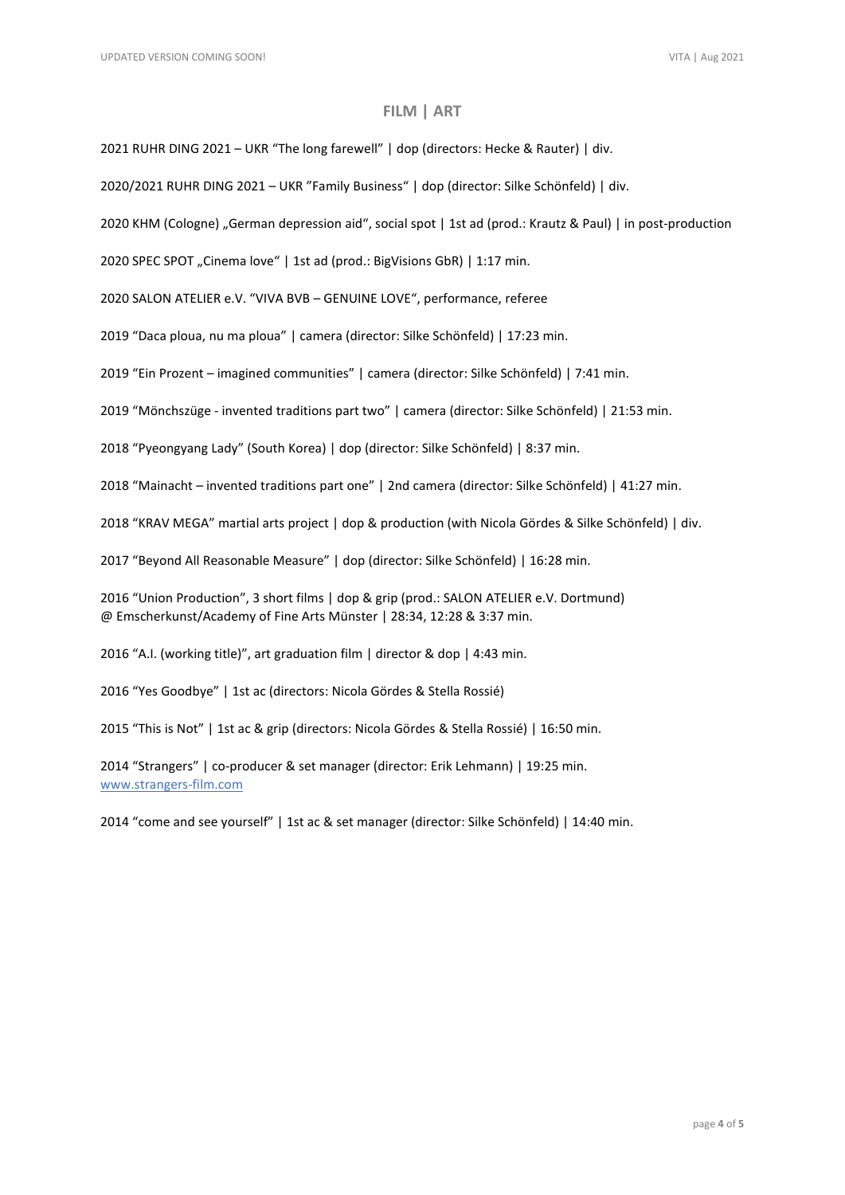## FILM | ART

2021 RUHR DING 2021 – UKR "The long farewell" | dop (directors: Hecke & Rauter) | div.

2020/2021 RUHR DING 2021 – UKR "Family Business" | dop (director: Silke Schönfeld) | div.

2020 KHM (Cologne) „German depression aid", social spot | 1st ad (prod.: Krautz & Paul) | in post-production

2020 SPEC SPOT „Cinema love" | 1st ad (prod.: BigVisions GbR) | 1:17 min.

2020 SALON ATELIER e.V. "VIVA BVB – GENUINE LOVE", performance, referee

2019 "Daca ploua, nu ma ploua" | camera (director: Silke Schönfeld) | 17:23 min.

2019 "Ein Prozent – imagined communities" | camera (director: Silke Schönfeld) | 7:41 min.

2019 "Mönchszüge - invented traditions part two" | camera (director: Silke Schönfeld) | 21:53 min.

2018 "Pyeongyang Lady" (South Korea) | dop (director: Silke Schönfeld) | 8:37 min.

2018 "Mainacht – invented traditions part one" | 2nd camera (director: Silke Schönfeld) | 41:27 min.

2018 "KRAV MEGA" martial arts project | dop & production (with Nicola Gördes & Silke Schönfeld) | div.

2017 "Beyond All Reasonable Measure" | dop (director: Silke Schönfeld) | 16:28 min.

2016 "Union Production", 3 short films | dop & grip (prod.: SALON ATELIER e.V. Dortmund)
@ Emscherkunst/Academy of Fine Arts Münster | 28:34, 12:28 & 3:37 min.

2016 "A.I. (working title)", art graduation film | director & dop | 4:43 min.

2016 "Yes Goodbye" | 1st ac (directors: Nicola Gördes & Stella Rossié)

2015 "This is Not" | 1st ac & grip (directors: Nicola Gördes & Stella Rossié) | 16:50 min.

2014 "Strangers" | co-producer & set manager (director: Erik Lehmann) | 19:25 min.
www.strangers-film.com

2014 "come and see yourself" | 1st ac & set manager (director: Silke Schönfeld) | 14:40 min.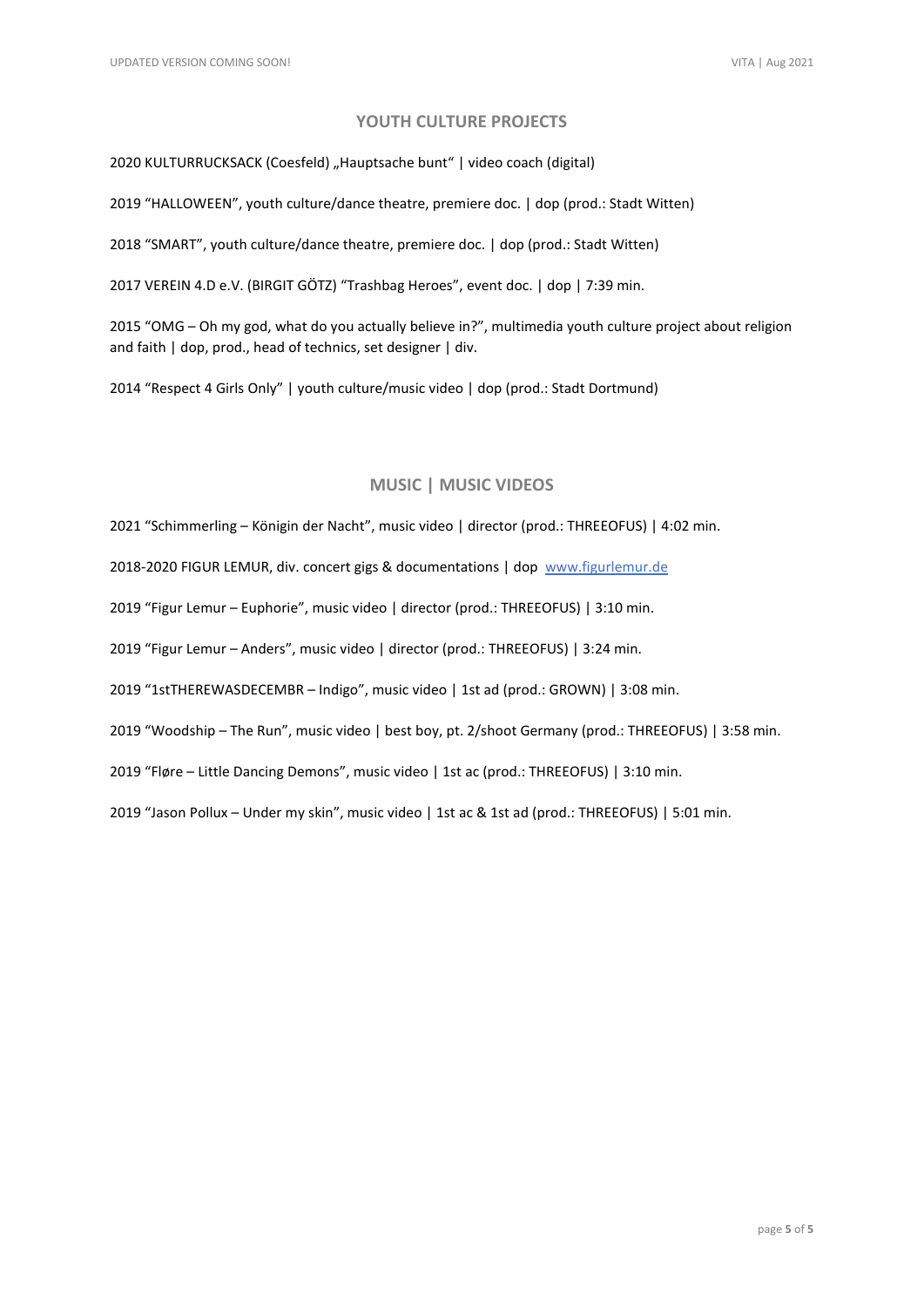## YOUTH CULTURE PROJECTS

2020 KULTURRUCKSACK (Coesfeld) „Hauptsache bunt" | video coach (digital)

2019 "HALLOWEEN", youth culture/dance theatre, premiere doc. | dop (prod.: Stadt Witten)

2018 "SMART", youth culture/dance theatre, premiere doc. | dop (prod.: Stadt Witten)

2017 VEREIN 4.D e.V. (BIRGIT GÖTZ) "Trashbag Heroes", event doc. | dop | 7:39 min.

2015 "OMG – Oh my god, what do you actually believe in?", multimedia youth culture project about religion and faith | dop, prod., head of technics, set designer | div.

2014 "Respect 4 Girls Only" | youth culture/music video | dop (prod.: Stadt Dortmund)

## MUSIC | MUSIC VIDEOS

2021 "Schimmerling – Königin der Nacht", music video | director (prod.: THREEOFUS) | 4:02 min.

2018-2020 FIGUR LEMUR, div. concert gigs & documentations | dop www.figurlemur.de

2019 "Figur Lemur – Euphorie", music video | director (prod.: THREEOFUS) | 3:10 min.

2019 "Figur Lemur – Anders", music video | director (prod.: THREEOFUS) | 3:24 min.

2019 "1stTHEREWASDECEMBR – Indigo", music video | 1st ad (prod.: GROWN) | 3:08 min.

2019 "Woodship – The Run", music video | best boy, pt. 2/shoot Germany (prod.: THREEOFUS) | 3:58 min.

2019 "Fløre – Little Dancing Demons", music video | 1st ac (prod.: THREEOFUS) | 3:10 min.

2019 "Jason Pollux – Under my skin", music video | 1st ac & 1st ad (prod.: THREEOFUS) | 5:01 min.